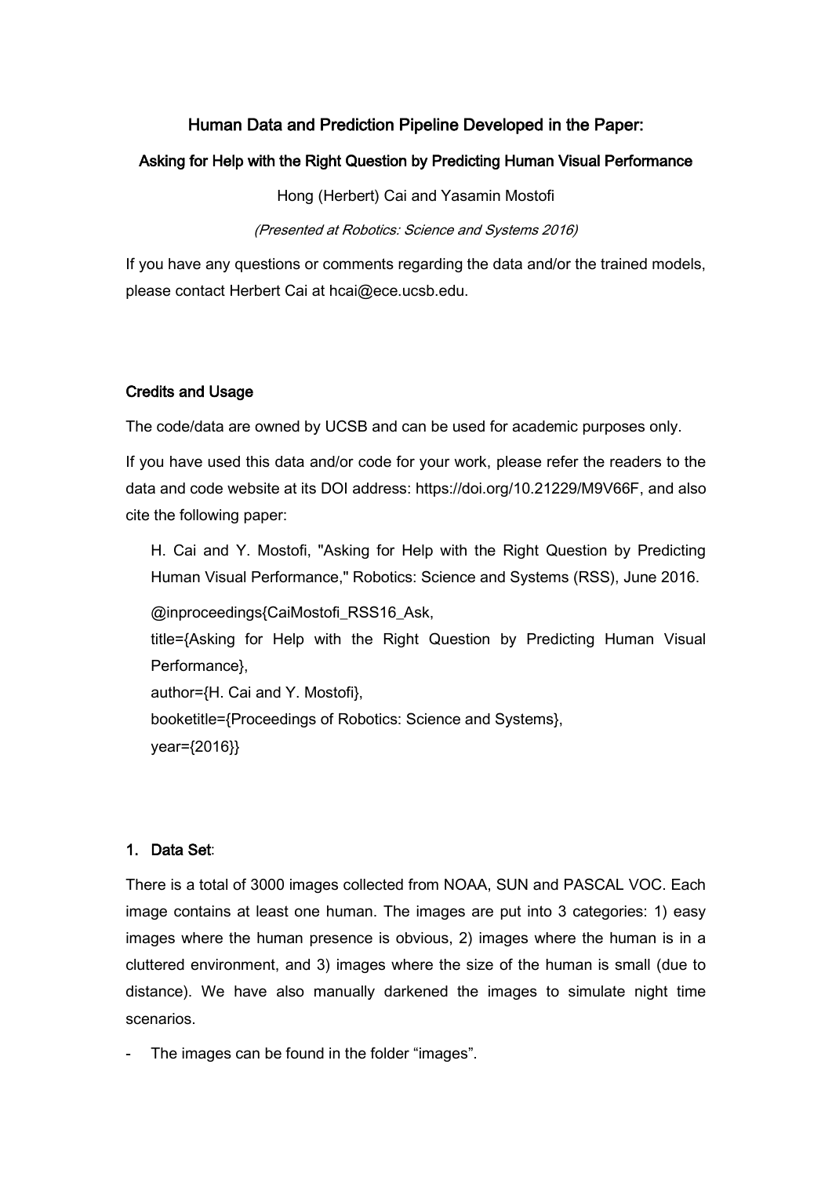# Human Data and Prediction Pipeline Developed in the Paper:

## Asking for Help with the Right Question by Predicting Human Visual Performance

Hong (Herbert) Cai and Yasamin Mostofi

*(Presented at Robotics: Science and Systems 2016)*

If you have any questions or comments regarding the data and/or the trained models, please contact Herbert Cai at hcai@ece.ucsb.edu.

### Credits and Usage

The code/data are owned by UCSB and can be used for academic purposes only.

If you have used this data and/or code for your work, please refer the readers to the data and code website at its DOI address: https://doi.org/10.21229/M9V66F, and also cite the following paper:

> H. Cai and Y. Mostofi, "Asking for Help with the Right Question by Predicting Human Visual Performance," Robotics: Science and Systems (RSS), June 2016.
>
> @inproceedings{CaiMostofi_RSS16_Ask,
> title={Asking for Help with the Right Question by Predicting Human Visual Performance},
> author={H. Cai and Y. Mostofi},
> booketitle={Proceedings of Robotics: Science and Systems},
> year={2016}}

### 1. Data Set:

There is a total of 3000 images collected from NOAA, SUN and PASCAL VOC. Each image contains at least one human. The images are put into 3 categories: 1) easy images where the human presence is obvious, 2) images where the human is in a cluttered environment, and 3) images where the size of the human is small (due to distance). We have also manually darkened the images to simulate night time scenarios.

- The images can be found in the folder "images".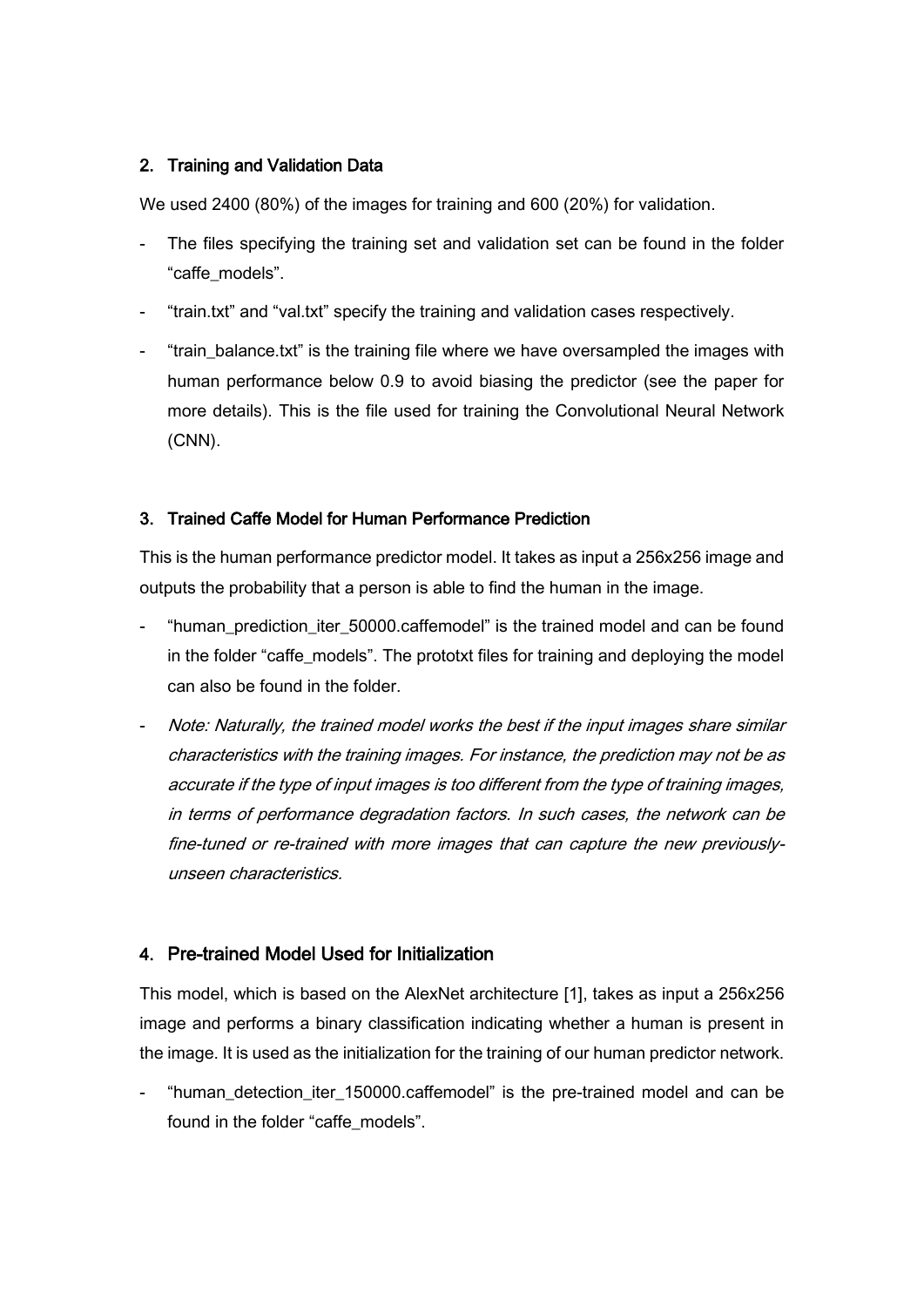## 2. Training and Validation Data

We used 2400 (80%) of the images for training and 600 (20%) for validation.

- The files specifying the training set and validation set can be found in the folder "caffe_models".
- "train.txt" and "val.txt" specify the training and validation cases respectively.
- "train_balance.txt" is the training file where we have oversampled the images with human performance below 0.9 to avoid biasing the predictor (see the paper for more details). This is the file used for training the Convolutional Neural Network (CNN).

## 3. Trained Caffe Model for Human Performance Prediction

This is the human performance predictor model. It takes as input a 256x256 image and outputs the probability that a person is able to find the human in the image.

- "human_prediction_iter_50000.caffemodel" is the trained model and can be found in the folder "caffe_models". The prototxt files for training and deploying the model can also be found in the folder.
- *Note: Naturally, the trained model works the best if the input images share similar characteristics with the training images. For instance, the prediction may not be as accurate if the type of input images is too different from the type of training images, in terms of performance degradation factors. In such cases, the network can be fine-tuned or re-trained with more images that can capture the new previously-unseen characteristics.*

## 4. Pre-trained Model Used for Initialization

This model, which is based on the AlexNet architecture [1], takes as input a 256x256 image and performs a binary classification indicating whether a human is present in the image. It is used as the initialization for the training of our human predictor network.

- "human_detection_iter_150000.caffemodel" is the pre-trained model and can be found in the folder "caffe_models".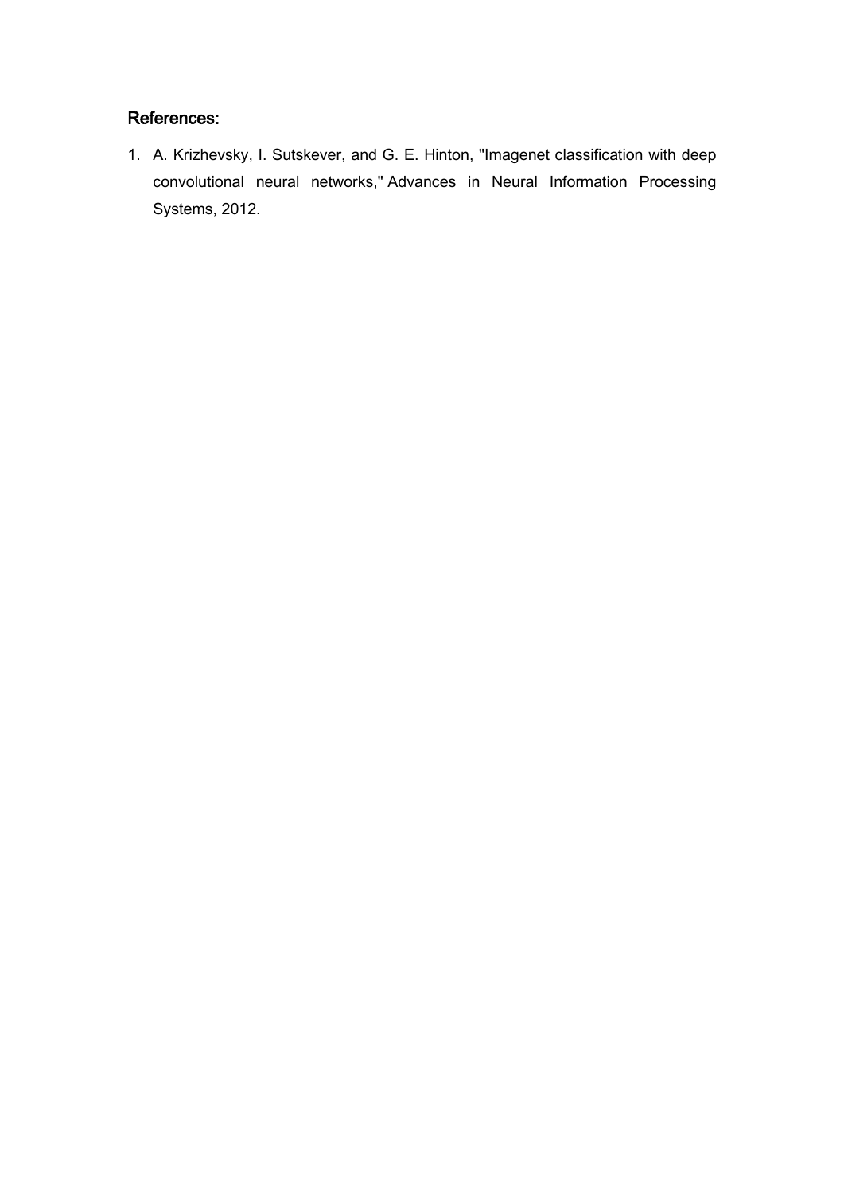## References:

1. A. Krizhevsky, I. Sutskever, and G. E. Hinton, "Imagenet classification with deep convolutional neural networks," Advances in Neural Information Processing Systems, 2012.